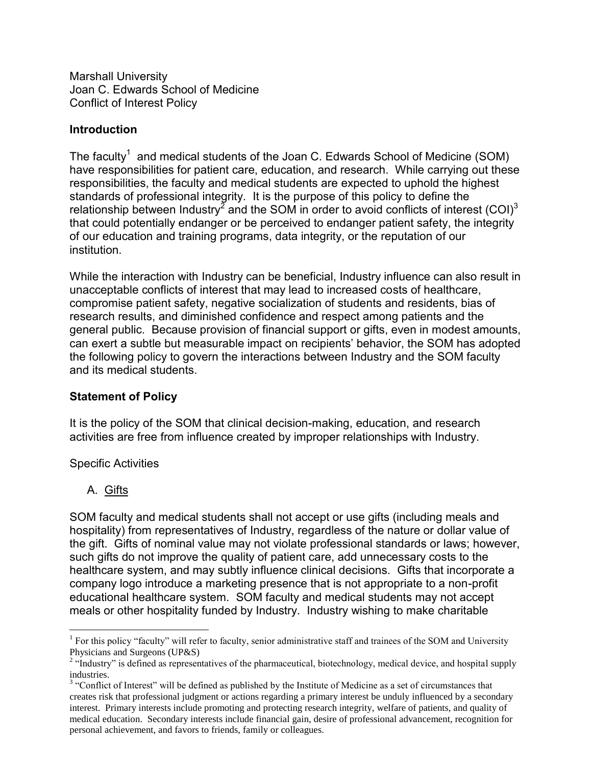Marshall University
Joan C. Edwards School of Medicine
Conflict of Interest Policy

## Introduction

The faculty[1] and medical students of the Joan C. Edwards School of Medicine (SOM) have responsibilities for patient care, education, and research. While carrying out these responsibilities, the faculty and medical students are expected to uphold the highest standards of professional integrity. It is the purpose of this policy to define the relationship between Industry[2] and the SOM in order to avoid conflicts of interest (COI)[3] that could potentially endanger or be perceived to endanger patient safety, the integrity of our education and training programs, data integrity, or the reputation of our institution.

While the interaction with Industry can be beneficial, Industry influence can also result in unacceptable conflicts of interest that may lead to increased costs of healthcare, compromise patient safety, negative socialization of students and residents, bias of research results, and diminished confidence and respect among patients and the general public. Because provision of financial support or gifts, even in modest amounts, can exert a subtle but measurable impact on recipients' behavior, the SOM has adopted the following policy to govern the interactions between Industry and the SOM faculty and its medical students.

## Statement of Policy

It is the policy of the SOM that clinical decision-making, education, and research activities are free from influence created by improper relationships with Industry.

Specific Activities

A. Gifts

SOM faculty and medical students shall not accept or use gifts (including meals and hospitality) from representatives of Industry, regardless of the nature or dollar value of the gift. Gifts of nominal value may not violate professional standards or laws; however, such gifts do not improve the quality of patient care, add unnecessary costs to the healthcare system, and may subtly influence clinical decisions. Gifts that incorporate a company logo introduce a marketing presence that is not appropriate to a non-profit educational healthcare system. SOM faculty and medical students may not accept meals or other hospitality funded by Industry. Industry wishing to make charitable

---

[1] For this policy "faculty" will refer to faculty, senior administrative staff and trainees of the SOM and University Physicians and Surgeons (UP&S)

[2] "Industry" is defined as representatives of the pharmaceutical, biotechnology, medical device, and hospital supply industries.

[3] "Conflict of Interest" will be defined as published by the Institute of Medicine as a set of circumstances that creates risk that professional judgment or actions regarding a primary interest be unduly influenced by a secondary interest. Primary interests include promoting and protecting research integrity, welfare of patients, and quality of medical education. Secondary interests include financial gain, desire of professional advancement, recognition for personal achievement, and favors to friends, family or colleagues.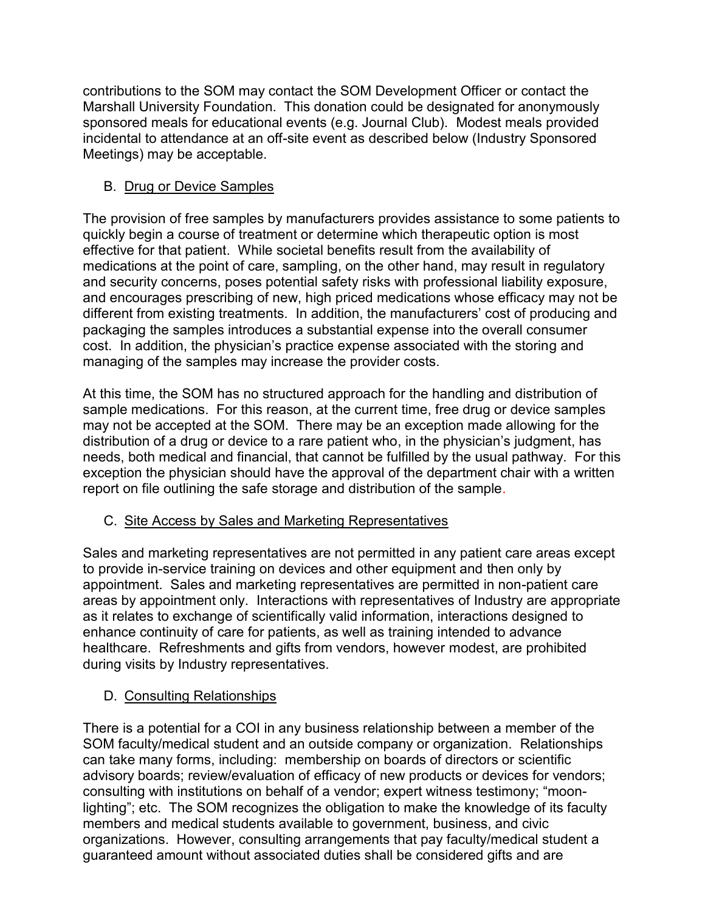contributions to the SOM may contact the SOM Development Officer or contact the Marshall University Foundation. This donation could be designated for anonymously sponsored meals for educational events (e.g. Journal Club). Modest meals provided incidental to attendance at an off-site event as described below (Industry Sponsored Meetings) may be acceptable.

B. Drug or Device Samples

The provision of free samples by manufacturers provides assistance to some patients to quickly begin a course of treatment or determine which therapeutic option is most effective for that patient. While societal benefits result from the availability of medications at the point of care, sampling, on the other hand, may result in regulatory and security concerns, poses potential safety risks with professional liability exposure, and encourages prescribing of new, high priced medications whose efficacy may not be different from existing treatments. In addition, the manufacturers' cost of producing and packaging the samples introduces a substantial expense into the overall consumer cost. In addition, the physician's practice expense associated with the storing and managing of the samples may increase the provider costs.

At this time, the SOM has no structured approach for the handling and distribution of sample medications. For this reason, at the current time, free drug or device samples may not be accepted at the SOM. There may be an exception made allowing for the distribution of a drug or device to a rare patient who, in the physician's judgment, has needs, both medical and financial, that cannot be fulfilled by the usual pathway. For this exception the physician should have the approval of the department chair with a written report on file outlining the safe storage and distribution of the sample.

C. Site Access by Sales and Marketing Representatives

Sales and marketing representatives are not permitted in any patient care areas except to provide in-service training on devices and other equipment and then only by appointment. Sales and marketing representatives are permitted in non-patient care areas by appointment only. Interactions with representatives of Industry are appropriate as it relates to exchange of scientifically valid information, interactions designed to enhance continuity of care for patients, as well as training intended to advance healthcare. Refreshments and gifts from vendors, however modest, are prohibited during visits by Industry representatives.

D. Consulting Relationships

There is a potential for a COI in any business relationship between a member of the SOM faculty/medical student and an outside company or organization. Relationships can take many forms, including: membership on boards of directors or scientific advisory boards; review/evaluation of efficacy of new products or devices for vendors; consulting with institutions on behalf of a vendor; expert witness testimony; "moon-lighting"; etc. The SOM recognizes the obligation to make the knowledge of its faculty members and medical students available to government, business, and civic organizations. However, consulting arrangements that pay faculty/medical student a guaranteed amount without associated duties shall be considered gifts and are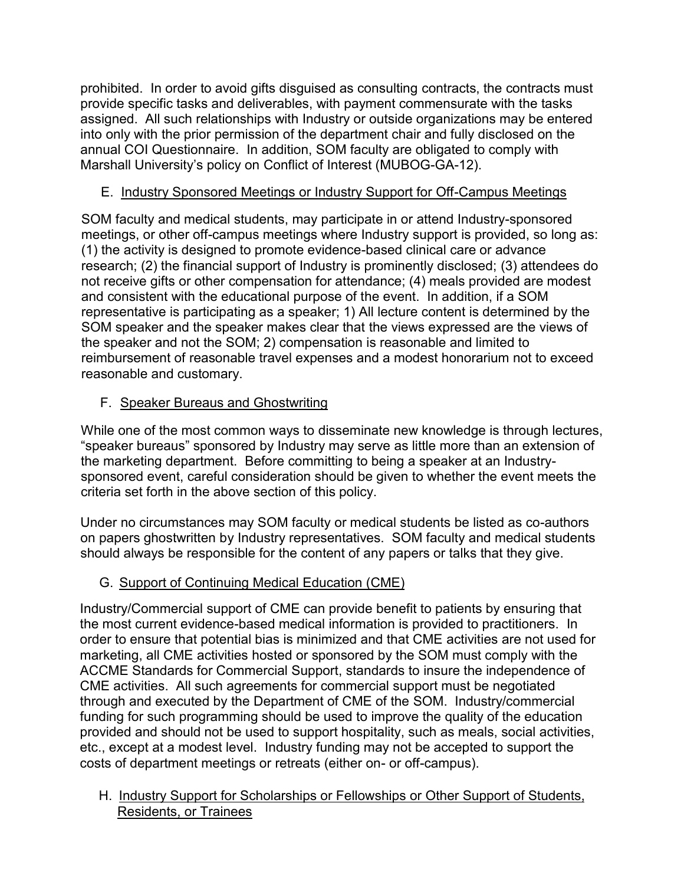prohibited. In order to avoid gifts disguised as consulting contracts, the contracts must provide specific tasks and deliverables, with payment commensurate with the tasks assigned. All such relationships with Industry or outside organizations may be entered into only with the prior permission of the department chair and fully disclosed on the annual COI Questionnaire. In addition, SOM faculty are obligated to comply with Marshall University's policy on Conflict of Interest (MUBOG-GA-12).

E. <u>Industry Sponsored Meetings or Industry Support for Off-Campus Meetings</u>

SOM faculty and medical students, may participate in or attend Industry-sponsored meetings, or other off-campus meetings where Industry support is provided, so long as: (1) the activity is designed to promote evidence-based clinical care or advance research; (2) the financial support of Industry is prominently disclosed; (3) attendees do not receive gifts or other compensation for attendance; (4) meals provided are modest and consistent with the educational purpose of the event. In addition, if a SOM representative is participating as a speaker; 1) All lecture content is determined by the SOM speaker and the speaker makes clear that the views expressed are the views of the speaker and not the SOM; 2) compensation is reasonable and limited to reimbursement of reasonable travel expenses and a modest honorarium not to exceed reasonable and customary.

F. <u>Speaker Bureaus and Ghostwriting</u>

While one of the most common ways to disseminate new knowledge is through lectures, "speaker bureaus" sponsored by Industry may serve as little more than an extension of the marketing department. Before committing to being a speaker at an Industry-sponsored event, careful consideration should be given to whether the event meets the criteria set forth in the above section of this policy.

Under no circumstances may SOM faculty or medical students be listed as co-authors on papers ghostwritten by Industry representatives. SOM faculty and medical students should always be responsible for the content of any papers or talks that they give.

G. <u>Support of Continuing Medical Education (CME)</u>

Industry/Commercial support of CME can provide benefit to patients by ensuring that the most current evidence-based medical information is provided to practitioners. In order to ensure that potential bias is minimized and that CME activities are not used for marketing, all CME activities hosted or sponsored by the SOM must comply with the ACCME Standards for Commercial Support, standards to insure the independence of CME activities. All such agreements for commercial support must be negotiated through and executed by the Department of CME of the SOM. Industry/commercial funding for such programming should be used to improve the quality of the education provided and should not be used to support hospitality, such as meals, social activities, etc., except at a modest level. Industry funding may not be accepted to support the costs of department meetings or retreats (either on- or off-campus).

H. <u>Industry Support for Scholarships or Fellowships or Other Support of Students, Residents, or Trainees</u>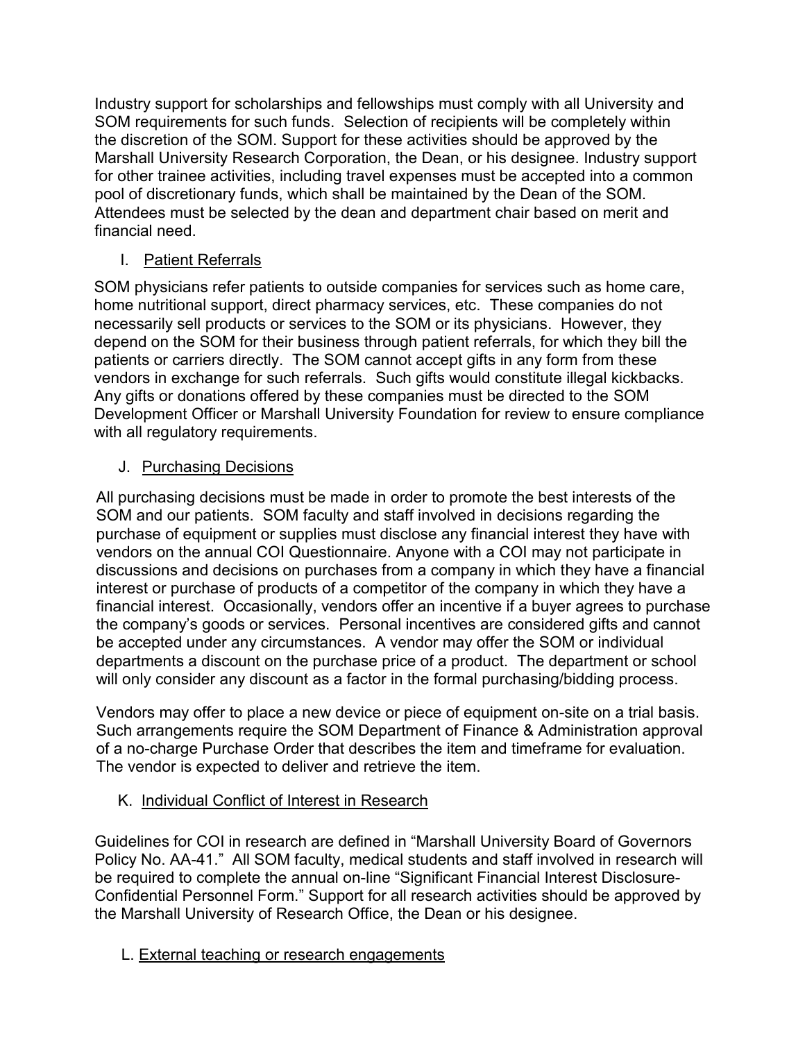Industry support for scholarships and fellowships must comply with all University and SOM requirements for such funds. Selection of recipients will be completely within the discretion of the SOM. Support for these activities should be approved by the Marshall University Research Corporation, the Dean, or his designee. Industry support for other trainee activities, including travel expenses must be accepted into a common pool of discretionary funds, which shall be maintained by the Dean of the SOM. Attendees must be selected by the dean and department chair based on merit and financial need.

### I. Patient Referrals

SOM physicians refer patients to outside companies for services such as home care, home nutritional support, direct pharmacy services, etc. These companies do not necessarily sell products or services to the SOM or its physicians. However, they depend on the SOM for their business through patient referrals, for which they bill the patients or carriers directly. The SOM cannot accept gifts in any form from these vendors in exchange for such referrals. Such gifts would constitute illegal kickbacks. Any gifts or donations offered by these companies must be directed to the SOM Development Officer or Marshall University Foundation for review to ensure compliance with all regulatory requirements.

### J. Purchasing Decisions

All purchasing decisions must be made in order to promote the best interests of the SOM and our patients. SOM faculty and staff involved in decisions regarding the purchase of equipment or supplies must disclose any financial interest they have with vendors on the annual COI Questionnaire. Anyone with a COI may not participate in discussions and decisions on purchases from a company in which they have a financial interest or purchase of products of a competitor of the company in which they have a financial interest. Occasionally, vendors offer an incentive if a buyer agrees to purchase the company's goods or services. Personal incentives are considered gifts and cannot be accepted under any circumstances. A vendor may offer the SOM or individual departments a discount on the purchase price of a product. The department or school will only consider any discount as a factor in the formal purchasing/bidding process.

Vendors may offer to place a new device or piece of equipment on-site on a trial basis. Such arrangements require the SOM Department of Finance & Administration approval of a no-charge Purchase Order that describes the item and timeframe for evaluation. The vendor is expected to deliver and retrieve the item.

### K. Individual Conflict of Interest in Research

Guidelines for COI in research are defined in "Marshall University Board of Governors Policy No. AA-41." All SOM faculty, medical students and staff involved in research will be required to complete the annual on-line "Significant Financial Interest Disclosure-Confidential Personnel Form." Support for all research activities should be approved by the Marshall University of Research Office, the Dean or his designee.

### L. External teaching or research engagements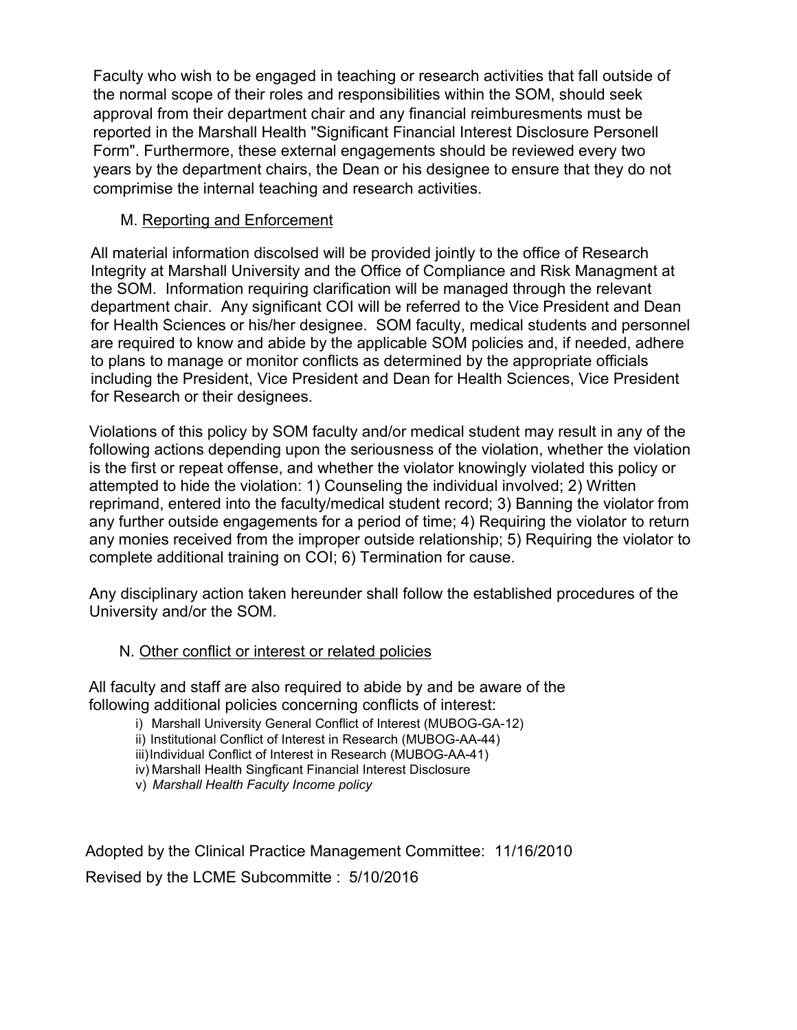Faculty who wish to be engaged in teaching or research activities that fall outside of the normal scope of their roles and responsibilities within the SOM, should seek approval from their department chair and any financial reimburesments must be reported in the Marshall Health "Significant Financial Interest Disclosure Personell Form". Furthermore, these external engagements should be reviewed every two years by the department chairs, the Dean or his designee to ensure that they do not comprimise the internal teaching and research activities.

M. Reporting and Enforcement

All material information discolsed will be provided jointly to the office of Research Integrity at Marshall University and the Office of Compliance and Risk Managment at the SOM. Information requiring clarification will be managed through the relevant department chair. Any significant COI will be referred to the Vice President and Dean for Health Sciences or his/her designee. SOM faculty, medical students and personnel are required to know and abide by the applicable SOM policies and, if needed, adhere to plans to manage or monitor conflicts as determined by the appropriate officials including the President, Vice President and Dean for Health Sciences, Vice President for Research or their designees.

Violations of this policy by SOM faculty and/or medical student may result in any of the following actions depending upon the seriousness of the violation, whether the violation is the first or repeat offense, and whether the violator knowingly violated this policy or attempted to hide the violation: 1) Counseling the individual involved; 2) Written reprimand, entered into the faculty/medical student record; 3) Banning the violator from any further outside engagements for a period of time; 4) Requiring the violator to return any monies received from the improper outside relationship; 5) Requiring the violator to complete additional training on COI; 6) Termination for cause.

Any disciplinary action taken hereunder shall follow the established procedures of the University and/or the SOM.

N. Other conflict or interest or related policies

All faculty and staff are also required to abide by and be aware of the following additional policies concerning conflicts of interest:

- i) Marshall University General Conflict of Interest (MUBOG-GA-12)
- ii) Institutional Conflict of Interest in Research (MUBOG-AA-44)
- iii) Individual Conflict of Interest in Research (MUBOG-AA-41)
- iv) Marshall Health Singficant Financial Interest Disclosure
- v) *Marshall Health Faculty Income policy*

Adopted by the Clinical Practice Management Committee: 11/16/2010

Revised by the LCME Subcommitte : 5/10/2016